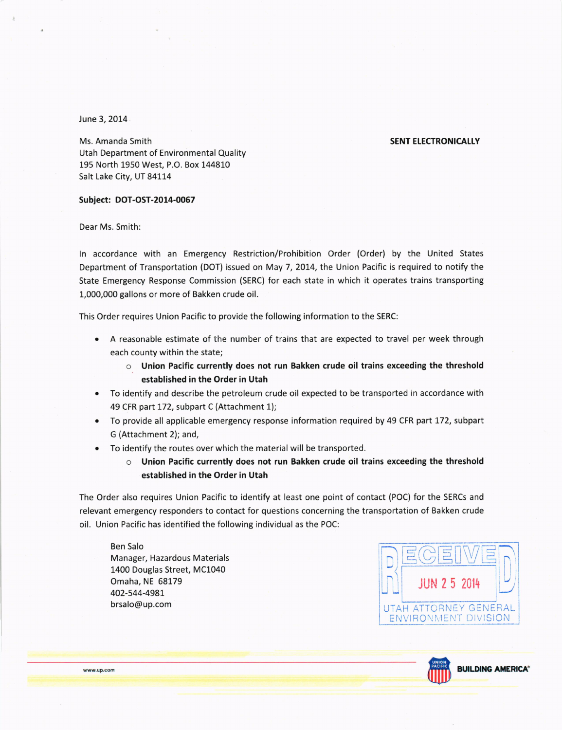June 3, 2014

Ms. Amanda Smith
Utah Department of Environmental Quality
195 North 1950 West, P.O. Box 144810
Salt Lake City, UT 84114

**SENT ELECTRONICALLY**

**Subject: DOT-OST-2014-0067**

Dear Ms. Smith:

In accordance with an Emergency Restriction/Prohibition Order (Order) by the United States Department of Transportation (DOT) issued on May 7, 2014, the Union Pacific is required to notify the State Emergency Response Commission (SERC) for each state in which it operates trains transporting 1,000,000 gallons or more of Bakken crude oil.

This Order requires Union Pacific to provide the following information to the SERC:

- A reasonable estimate of the number of trains that are expected to travel per week through each county within the state;
  - **Union Pacific currently does not run Bakken crude oil trains exceeding the threshold established in the Order in Utah**
- To identify and describe the petroleum crude oil expected to be transported in accordance with 49 CFR part 172, subpart C (Attachment 1);
- To provide all applicable emergency response information required by 49 CFR part 172, subpart G (Attachment 2); and,
- To identify the routes over which the material will be transported.
  - **Union Pacific currently does not run Bakken crude oil trains exceeding the threshold established in the Order in Utah**

The Order also requires Union Pacific to identify at least one point of contact (POC) for the SERCs and relevant emergency responders to contact for questions concerning the transportation of Bakken crude oil. Union Pacific has identified the following individual as the POC:

Ben Salo
Manager, Hazardous Materials
1400 Douglas Street, MC1040
Omaha, NE 68179
402-544-4981
brsalo@up.com

RECEIVED
JUN 25 2014
UTAH ATTORNEY GENERAL
ENVIRONMENT DIVISION

www.up.com

BUILDING AMERICA®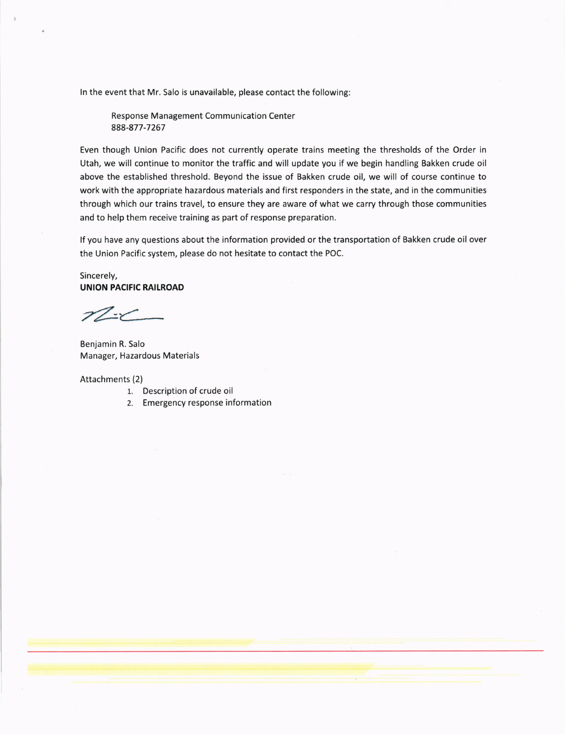In the event that Mr. Salo is unavailable, please contact the following:

Response Management Communication Center
888-877-7267

Even though Union Pacific does not currently operate trains meeting the thresholds of the Order in Utah, we will continue to monitor the traffic and will update you if we begin handling Bakken crude oil above the established threshold. Beyond the issue of Bakken crude oil, we will of course continue to work with the appropriate hazardous materials and first responders in the state, and in the communities through which our trains travel, to ensure they are aware of what we carry through those communities and to help them receive training as part of response preparation.

If you have any questions about the information provided or the transportation of Bakken crude oil over the Union Pacific system, please do not hesitate to contact the POC.

Sincerely,
**UNION PACIFIC RAILROAD**

Benjamin R. Salo
Manager, Hazardous Materials

Attachments (2)

1. Description of crude oil
2. Emergency response information